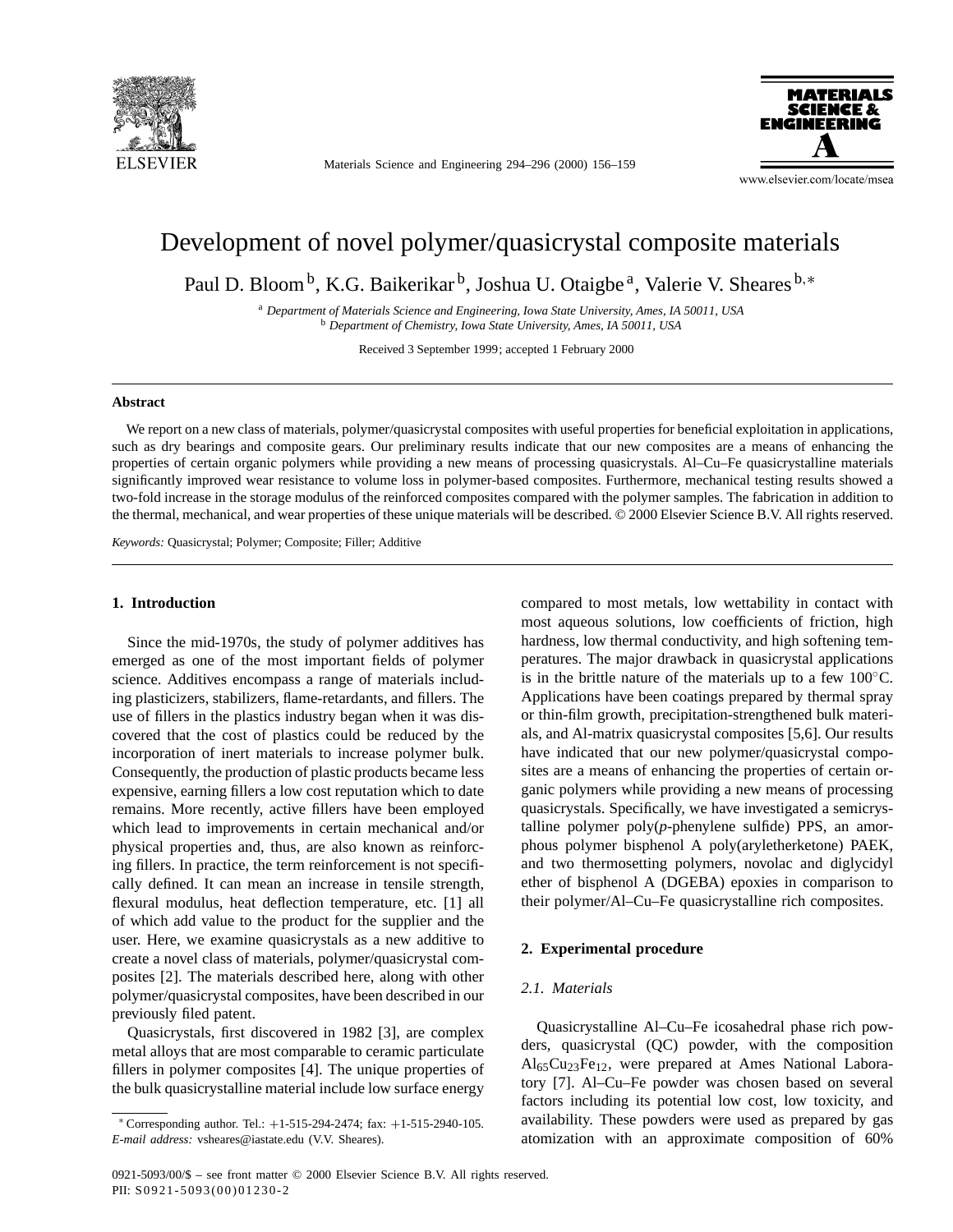# Development of novel polymer/quasicrystal composite materials

Paul D. Bloom [b], K.G. Baikerikar [b], Joshua U. Otaigbe [a], Valerie V. Sheares [b,*]

[a] *Department of Materials Science and Engineering, Iowa State University, Ames, IA 50011, USA*
[b] *Department of Chemistry, Iowa State University, Ames, IA 50011, USA*

Received 3 September 1999; accepted 1 February 2000

## Abstract

We report on a new class of materials, polymer/quasicrystal composites with useful properties for beneficial exploitation in applications, such as dry bearings and composite gears. Our preliminary results indicate that our new composites are a means of enhancing the properties of certain organic polymers while providing a new means of processing quasicrystals. Al–Cu–Fe quasicrystalline materials significantly improved wear resistance to volume loss in polymer-based composites. Furthermore, mechanical testing results showed a two-fold increase in the storage modulus of the reinforced composites compared with the polymer samples. The fabrication in addition to the thermal, mechanical, and wear properties of these unique materials will be described. © 2000 Elsevier Science B.V. All rights reserved.

*Keywords:* Quasicrystal; Polymer; Composite; Filler; Additive

## 1. Introduction

Since the mid-1970s, the study of polymer additives has emerged as one of the most important fields of polymer science. Additives encompass a range of materials including plasticizers, stabilizers, flame-retardants, and fillers. The use of fillers in the plastics industry began when it was discovered that the cost of plastics could be reduced by the incorporation of inert materials to increase polymer bulk. Consequently, the production of plastic products became less expensive, earning fillers a low cost reputation which to date remains. More recently, active fillers have been employed which lead to improvements in certain mechanical and/or physical properties and, thus, are also known as reinforcing fillers. In practice, the term reinforcement is not specifically defined. It can mean an increase in tensile strength, flexural modulus, heat deflection temperature, etc. [1] all of which add value to the product for the supplier and the user. Here, we examine quasicrystals as a new additive to create a novel class of materials, polymer/quasicrystal composites [2]. The materials described here, along with other polymer/quasicrystal composites, have been described in our previously filed patent.

Quasicrystals, first discovered in 1982 [3], are complex metal alloys that are most comparable to ceramic particulate fillers in polymer composites [4]. The unique properties of the bulk quasicrystalline material include low surface energy compared to most metals, low wettability in contact with most aqueous solutions, low coefficients of friction, high hardness, low thermal conductivity, and high softening temperatures. The major drawback in quasicrystal applications is in the brittle nature of the materials up to a few 100°C. Applications have been coatings prepared by thermal spray or thin-film growth, precipitation-strengthened bulk materials, and Al-matrix quasicrystal composites [5,6]. Our results have indicated that our new polymer/quasicrystal composites are a means of enhancing the properties of certain organic polymers while providing a new means of processing quasicrystals. Specifically, we have investigated a semicrystalline polymer poly(*p*-phenylene sulfide) PPS, an amorphous polymer bisphenol A poly(aryletherketone) PAEK, and two thermosetting polymers, novolac and diglycidyl ether of bisphenol A (DGEBA) epoxies in comparison to their polymer/Al–Cu–Fe quasicrystalline rich composites.

## 2. Experimental procedure

### 2.1. Materials

Quasicrystalline Al–Cu–Fe icosahedral phase rich powders, quasicrystal (QC) powder, with the composition $Al_{65}Cu_{23}Fe_{12}$, were prepared at Ames National Laboratory [7]. Al–Cu–Fe powder was chosen based on several factors including its potential low cost, low toxicity, and availability. These powders were used as prepared by gas atomization with an approximate composition of 60%

* Corresponding author. Tel.: +1-515-294-2474; fax: +1-515-2940-105. *E-mail address:* vsheares@iastate.edu (V.V. Sheares).

0921-5093/00/$ – see front matter © 2000 Elsevier Science B.V. All rights reserved.
PII: S0921-5093(00)01230-2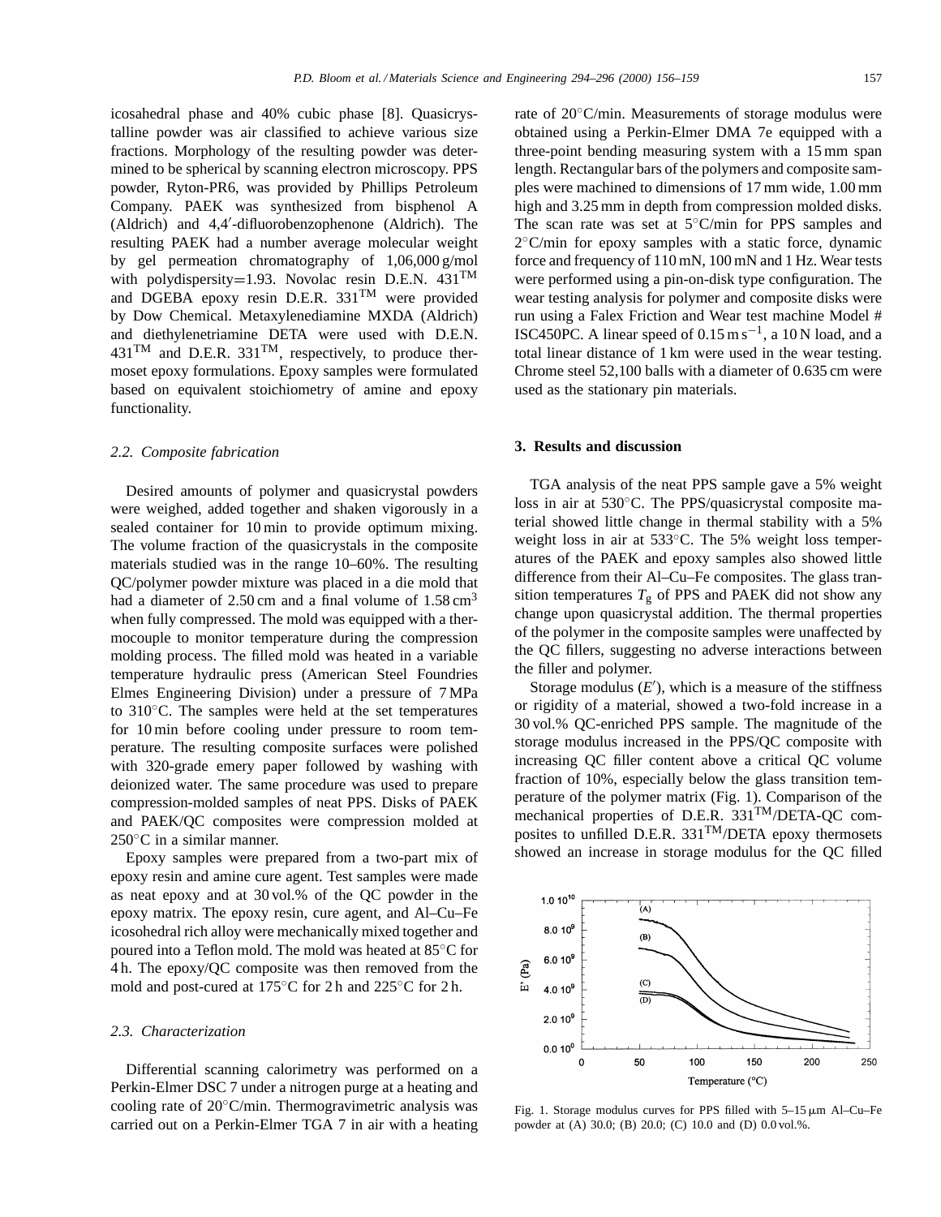icosahedral phase and 40% cubic phase [8]. Quasicrystalline powder was air classified to achieve various size fractions. Morphology of the resulting powder was determined to be spherical by scanning electron microscopy. PPS powder, Ryton-PR6, was provided by Phillips Petroleum Company. PAEK was synthesized from bisphenol A (Aldrich) and 4,4′-difluorobenzophenone (Aldrich). The resulting PAEK had a number average molecular weight by gel permeation chromatography of 1,06,000 g/mol with polydispersity=1.93. Novolac resin D.E.N. 431™ and DGEBA epoxy resin D.E.R. 331™ were provided by Dow Chemical. Metaxylenediamine MXDA (Aldrich) and diethylenetriamine DETA were used with D.E.N. 431™ and D.E.R. 331™, respectively, to produce thermoset epoxy formulations. Epoxy samples were formulated based on equivalent stoichiometry of amine and epoxy functionality.

### 2.2. Composite fabrication

Desired amounts of polymer and quasicrystal powders were weighed, added together and shaken vigorously in a sealed container for 10 min to provide optimum mixing. The volume fraction of the quasicrystals in the composite materials studied was in the range 10–60%. The resulting QC/polymer powder mixture was placed in a die mold that had a diameter of 2.50 cm and a final volume of 1.58 $cm^3$ when fully compressed. The mold was equipped with a thermocouple to monitor temperature during the compression molding process. The filled mold was heated in a variable temperature hydraulic press (American Steel Foundries Elmes Engineering Division) under a pressure of 7 MPa to 310°C. The samples were held at the set temperatures for 10 min before cooling under pressure to room temperature. The resulting composite surfaces were polished with 320-grade emery paper followed by washing with deionized water. The same procedure was used to prepare compression-molded samples of neat PPS. Disks of PAEK and PAEK/QC composites were compression molded at 250°C in a similar manner.

Epoxy samples were prepared from a two-part mix of epoxy resin and amine cure agent. Test samples were made as neat epoxy and at 30 vol.% of the QC powder in the epoxy matrix. The epoxy resin, cure agent, and Al–Cu–Fe icosohedral rich alloy were mechanically mixed together and poured into a Teflon mold. The mold was heated at 85°C for 4 h. The epoxy/QC composite was then removed from the mold and post-cured at 175°C for 2 h and 225°C for 2 h.

### 2.3. Characterization

Differential scanning calorimetry was performed on a Perkin-Elmer DSC 7 under a nitrogen purge at a heating and cooling rate of 20°C/min. Thermogravimetric analysis was carried out on a Perkin-Elmer TGA 7 in air with a heating rate of 20°C/min. Measurements of storage modulus were obtained using a Perkin-Elmer DMA 7e equipped with a three-point bending measuring system with a 15 mm span length. Rectangular bars of the polymers and composite samples were machined to dimensions of 17 mm wide, 1.00 mm high and 3.25 mm in depth from compression molded disks. The scan rate was set at 5°C/min for PPS samples and 2°C/min for epoxy samples with a static force, dynamic force and frequency of 110 mN, 100 mN and 1 Hz. Wear tests were performed using a pin-on-disk type configuration. The wear testing analysis for polymer and composite disks were run using a Falex Friction and Wear test machine Model # ISC450PC. A linear speed of 0.15 $m\,s^{-1}$, a 10 N load, and a total linear distance of 1 km were used in the wear testing. Chrome steel 52,100 balls with a diameter of 0.635 cm were used as the stationary pin materials.

## 3. Results and discussion

TGA analysis of the neat PPS sample gave a 5% weight loss in air at 530°C. The PPS/quasicrystal composite material showed little change in thermal stability with a 5% weight loss in air at 533°C. The 5% weight loss temperatures of the PAEK and epoxy samples also showed little difference from their Al–Cu–Fe composites. The glass transition temperatures $T_g$ of PPS and PAEK did not show any change upon quasicrystal addition. The thermal properties of the polymer in the composite samples were unaffected by the QC fillers, suggesting no adverse interactions between the filler and polymer.

Storage modulus ($E'$), which is a measure of the stiffness or rigidity of a material, showed a two-fold increase in a 30 vol.% QC-enriched PPS sample. The magnitude of the storage modulus increased in the PPS/QC composite with increasing QC filler content above a critical QC volume fraction of 10%, especially below the glass transition temperature of the polymer matrix (Fig. 1). Comparison of the mechanical properties of D.E.R. 331™/DETA-QC composites to unfilled D.E.R. 331™/DETA epoxy thermosets showed an increase in storage modulus for the QC filled

Fig. 1. Storage modulus curves for PPS filled with 5–15 μm Al–Cu–Fe powder at (A) 30.0; (B) 20.0; (C) 10.0 and (D) 0.0 vol.%.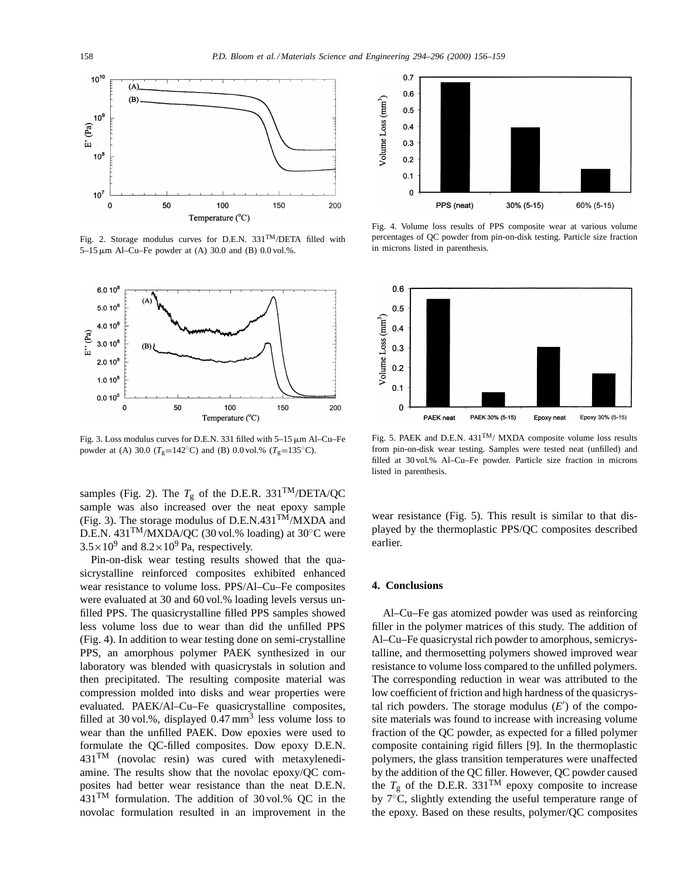Fig. 2. Storage modulus curves for D.E.N. 331™/DETA filled with 5–15 μm Al–Cu–Fe powder at (A) 30.0 and (B) 0.0 vol.%.

Fig. 3. Loss modulus curves for D.E.N. 331 filled with 5–15 μm Al–Cu–Fe powder at (A) 30.0 ($T_g$=142°C) and (B) 0.0 vol.% ($T_g$=135°C).

samples (Fig. 2). The $T_g$ of the D.E.R. 331™/DETA/QC sample was also increased over the neat epoxy sample (Fig. 3). The storage modulus of D.E.N.431™/MXDA and D.E.N. 431™/MXDA/QC (30 vol.% loading) at 30°C were $3.5\times10^9$ and $8.2\times10^9$ Pa, respectively.

Pin-on-disk wear testing results showed that the quasicrystalline reinforced composites exhibited enhanced wear resistance to volume loss. PPS/Al–Cu–Fe composites were evaluated at 30 and 60 vol.% loading levels versus unfilled PPS. The quasicrystalline filled PPS samples showed less volume loss due to wear than did the unfilled PPS (Fig. 4). In addition to wear testing done on semi-crystalline PPS, an amorphous polymer PAEK synthesized in our laboratory was blended with quasicrystals in solution and then precipitated. The resulting composite material was compression molded into disks and wear properties were evaluated. PAEK/Al–Cu–Fe quasicrystalline composites, filled at 30 vol.%, displayed 0.47 $mm^3$ less volume loss to wear than the unfilled PAEK. Dow epoxies were used to formulate the QC-filled composites. Dow epoxy D.E.N. 431™ (novolac resin) was cured with metaxylenediamine. The results show that the novolac epoxy/QC composites had better wear resistance than the neat D.E.N. 431™ formulation. The addition of 30 vol.% QC in the novolac formulation resulted in an improvement in the wear resistance (Fig. 5). This result is similar to that displayed by the thermoplastic PPS/QC composites described earlier.

Fig. 4. Volume loss results of PPS composite wear at various volume percentages of QC powder from pin-on-disk testing. Particle size fraction in microns listed in parenthesis.

Fig. 5. PAEK and D.E.N. 431™/ MXDA composite volume loss results from pin-on-disk wear testing. Samples were tested neat (unfilled) and filled at 30 vol.% Al–Cu–Fe powder. Particle size fraction in microns listed in parenthesis.

## 4. Conclusions

Al–Cu–Fe gas atomized powder was used as reinforcing filler in the polymer matrices of this study. The addition of Al–Cu–Fe quasicrystal rich powder to amorphous, semicrystalline, and thermosetting polymers showed improved wear resistance to volume loss compared to the unfilled polymers. The corresponding reduction in wear was attributed to the low coefficient of friction and high hardness of the quasicrystal rich powders. The storage modulus ($E'$) of the composite materials was found to increase with increasing volume fraction of the QC powder, as expected for a filled polymer composite containing rigid fillers [9]. In the thermoplastic polymers, the glass transition temperatures were unaffected by the addition of the QC filler. However, QC powder caused the $T_g$ of the D.E.R. 331™ epoxy composite to increase by 7°C, slightly extending the useful temperature range of the epoxy. Based on these results, polymer/QC composites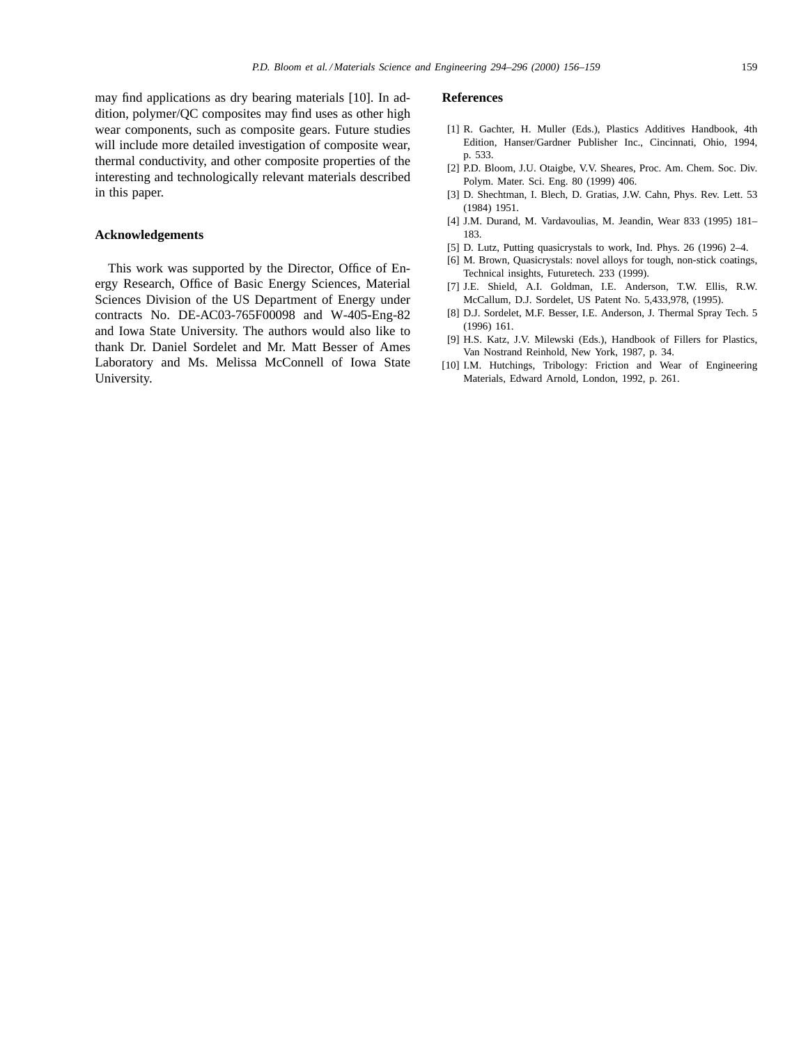may find applications as dry bearing materials [10]. In addition, polymer/QC composites may find uses as other high wear components, such as composite gears. Future studies will include more detailed investigation of composite wear, thermal conductivity, and other composite properties of the interesting and technologically relevant materials described in this paper.

## Acknowledgements

This work was supported by the Director, Office of Energy Research, Office of Basic Energy Sciences, Material Sciences Division of the US Department of Energy under contracts No. DE-AC03-765F00098 and W-405-Eng-82 and Iowa State University. The authors would also like to thank Dr. Daniel Sordelet and Mr. Matt Besser of Ames Laboratory and Ms. Melissa McConnell of Iowa State University.

## References

[1] R. Gachter, H. Muller (Eds.), Plastics Additives Handbook, 4th Edition, Hanser/Gardner Publisher Inc., Cincinnati, Ohio, 1994, p. 533.

[2] P.D. Bloom, J.U. Otaigbe, V.V. Sheares, Proc. Am. Chem. Soc. Div. Polym. Mater. Sci. Eng. 80 (1999) 406.

[3] D. Shechtman, I. Blech, D. Gratias, J.W. Cahn, Phys. Rev. Lett. 53 (1984) 1951.

[4] J.M. Durand, M. Vardavoulias, M. Jeandin, Wear 833 (1995) 181–183.

[5] D. Lutz, Putting quasicrystals to work, Ind. Phys. 26 (1996) 2–4.

[6] M. Brown, Quasicrystals: novel alloys for tough, non-stick coatings, Technical insights, Futuretech. 233 (1999).

[7] J.E. Shield, A.I. Goldman, I.E. Anderson, T.W. Ellis, R.W. McCallum, D.J. Sordelet, US Patent No. 5,433,978, (1995).

[8] D.J. Sordelet, M.F. Besser, I.E. Anderson, J. Thermal Spray Tech. 5 (1996) 161.

[9] H.S. Katz, J.V. Milewski (Eds.), Handbook of Fillers for Plastics, Van Nostrand Reinhold, New York, 1987, p. 34.

[10] I.M. Hutchings, Tribology: Friction and Wear of Engineering Materials, Edward Arnold, London, 1992, p. 261.